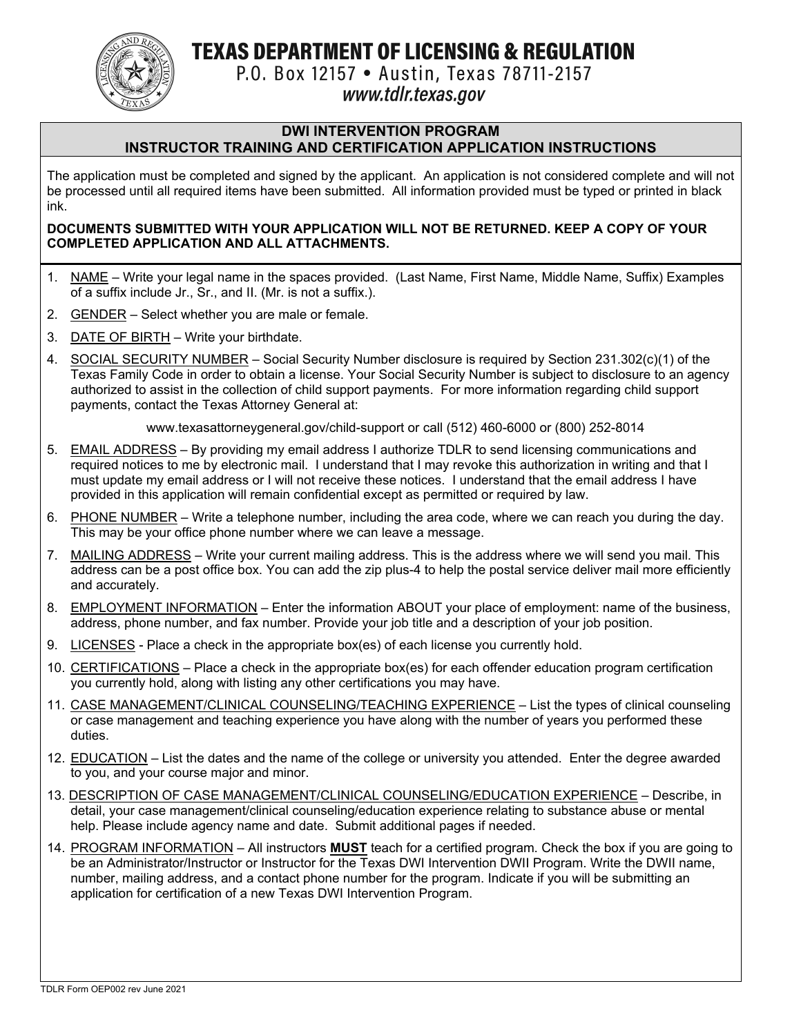# TEXAS DEPARTMENT OF LICENSING & REGULATION

P.O. Box 12157 • Austin, Texas 78711-2157

*www.tdlr.texas.gov*

## DWI INTERVENTION PROGRAM
## INSTRUCTOR TRAINING AND CERTIFICATION APPLICATION INSTRUCTIONS

The application must be completed and signed by the applicant. An application is not considered complete and will not be processed until all required items have been submitted. All information provided must be typed or printed in black ink.

**DOCUMENTS SUBMITTED WITH YOUR APPLICATION WILL NOT BE RETURNED. KEEP A COPY OF YOUR COMPLETED APPLICATION AND ALL ATTACHMENTS.**

1. NAME – Write your legal name in the spaces provided. (Last Name, First Name, Middle Name, Suffix) Examples of a suffix include Jr., Sr., and II. (Mr. is not a suffix.).
2. GENDER – Select whether you are male or female.
3. DATE OF BIRTH – Write your birthdate.
4. SOCIAL SECURITY NUMBER – Social Security Number disclosure is required by Section 231.302(c)(1) of the Texas Family Code in order to obtain a license. Your Social Security Number is subject to disclosure to an agency authorized to assist in the collection of child support payments. For more information regarding child support payments, contact the Texas Attorney General at:

   www.texasattorneygeneral.gov/child-support or call (512) 460-6000 or (800) 252-8014
5. EMAIL ADDRESS – By providing my email address I authorize TDLR to send licensing communications and required notices to me by electronic mail. I understand that I may revoke this authorization in writing and that I must update my email address or I will not receive these notices. I understand that the email address I have provided in this application will remain confidential except as permitted or required by law.
6. PHONE NUMBER – Write a telephone number, including the area code, where we can reach you during the day. This may be your office phone number where we can leave a message.
7. MAILING ADDRESS – Write your current mailing address. This is the address where we will send you mail. This address can be a post office box. You can add the zip plus-4 to help the postal service deliver mail more efficiently and accurately.
8. EMPLOYMENT INFORMATION – Enter the information ABOUT your place of employment: name of the business, address, phone number, and fax number. Provide your job title and a description of your job position.
9. LICENSES - Place a check in the appropriate box(es) of each license you currently hold.
10. CERTIFICATIONS – Place a check in the appropriate box(es) for each offender education program certification you currently hold, along with listing any other certifications you may have.
11. CASE MANAGEMENT/CLINICAL COUNSELING/TEACHING EXPERIENCE – List the types of clinical counseling or case management and teaching experience you have along with the number of years you performed these duties.
12. EDUCATION – List the dates and the name of the college or university you attended. Enter the degree awarded to you, and your course major and minor.
13. DESCRIPTION OF CASE MANAGEMENT/CLINICAL COUNSELING/EDUCATION EXPERIENCE – Describe, in detail, your case management/clinical counseling/education experience relating to substance abuse or mental help. Please include agency name and date. Submit additional pages if needed.
14. PROGRAM INFORMATION – All instructors **MUST** teach for a certified program. Check the box if you are going to be an Administrator/Instructor or Instructor for the Texas DWI Intervention DWII Program. Write the DWII name, number, mailing address, and a contact phone number for the program. Indicate if you will be submitting an application for certification of a new Texas DWI Intervention Program.

TDLR Form OEP002 rev June 2021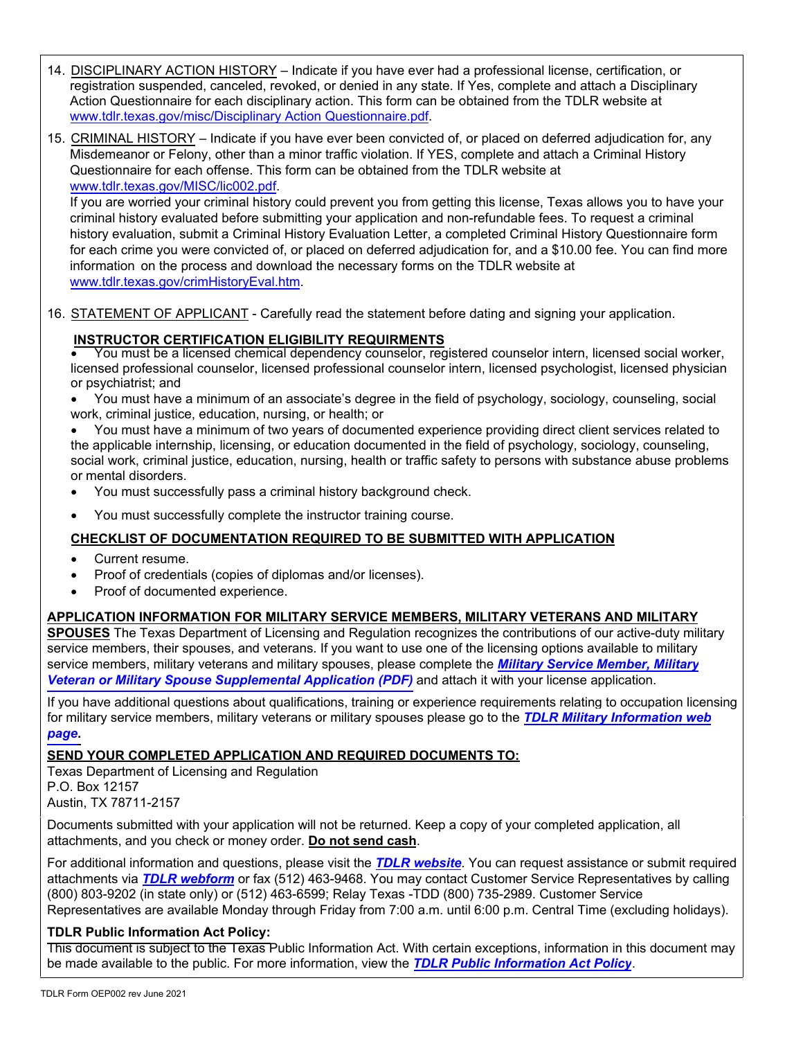14. DISCIPLINARY ACTION HISTORY – Indicate if you have ever had a professional license, certification, or registration suspended, canceled, revoked, or denied in any state. If Yes, complete and attach a Disciplinary Action Questionnaire for each disciplinary action. This form can be obtained from the TDLR website at www.tdlr.texas.gov/misc/Disciplinary Action Questionnaire.pdf.

15. CRIMINAL HISTORY – Indicate if you have ever been convicted of, or placed on deferred adjudication for, any Misdemeanor or Felony, other than a minor traffic violation. If YES, complete and attach a Criminal History Questionnaire for each offense. This form can be obtained from the TDLR website at www.tdlr.texas.gov/MISC/lic002.pdf.
    If you are worried your criminal history could prevent you from getting this license, Texas allows you to have your criminal history evaluated before submitting your application and non-refundable fees. To request a criminal history evaluation, submit a Criminal History Evaluation Letter, a completed Criminal History Questionnaire form for each crime you were convicted of, or placed on deferred adjudication for, and a $10.00 fee. You can find more information on the process and download the necessary forms on the TDLR website at www.tdlr.texas.gov/crimHistoryEval.htm.

16. STATEMENT OF APPLICANT - Carefully read the statement before dating and signing your application.

**INSTRUCTOR CERTIFICATION ELIGIBILITY REQUIRMENTS**

- You must be a licensed chemical dependency counselor, registered counselor intern, licensed social worker, licensed professional counselor, licensed professional counselor intern, licensed psychologist, licensed physician or psychiatrist; and
- You must have a minimum of an associate's degree in the field of psychology, sociology, counseling, social work, criminal justice, education, nursing, or health; or
- You must have a minimum of two years of documented experience providing direct client services related to the applicable internship, licensing, or education documented in the field of psychology, sociology, counseling, social work, criminal justice, education, nursing, health or traffic safety to persons with substance abuse problems or mental disorders.
- You must successfully pass a criminal history background check.
- You must successfully complete the instructor training course.

**CHECKLIST OF DOCUMENTATION REQUIRED TO BE SUBMITTED WITH APPLICATION**

- Current resume.
- Proof of credentials (copies of diplomas and/or licenses).
- Proof of documented experience.

**APPLICATION INFORMATION FOR MILITARY SERVICE MEMBERS, MILITARY VETERANS AND MILITARY SPOUSES** The Texas Department of Licensing and Regulation recognizes the contributions of our active-duty military service members, their spouses, and veterans. If you want to use one of the licensing options available to military service members, military veterans and military spouses, please complete the ***Military Service Member, Military Veteran or Military Spouse Supplemental Application (PDF)*** and attach it with your license application.

If you have additional questions about qualifications, training or experience requirements relating to occupation licensing for military service members, military veterans or military spouses please go to the ***TDLR Military Information web page***.

**SEND YOUR COMPLETED APPLICATION AND REQUIRED DOCUMENTS TO:**

Texas Department of Licensing and Regulation
P.O. Box 12157
Austin, TX 78711-2157

Documents submitted with your application will not be returned. Keep a copy of your completed application, all attachments, and you check or money order. **Do not send cash**.

For additional information and questions, please visit the ***TDLR website***. You can request assistance or submit required attachments via ***TDLR webform*** or fax (512) 463-9468. You may contact Customer Service Representatives by calling (800) 803-9202 (in state only) or (512) 463-6599; Relay Texas -TDD (800) 735-2989. Customer Service Representatives are available Monday through Friday from 7:00 a.m. until 6:00 p.m. Central Time (excluding holidays).

**TDLR Public Information Act Policy:**

This document is subject to the Texas Public Information Act. With certain exceptions, information in this document may be made available to the public. For more information, view the ***TDLR Public Information Act Policy***.

TDLR Form OEP002 rev June 2021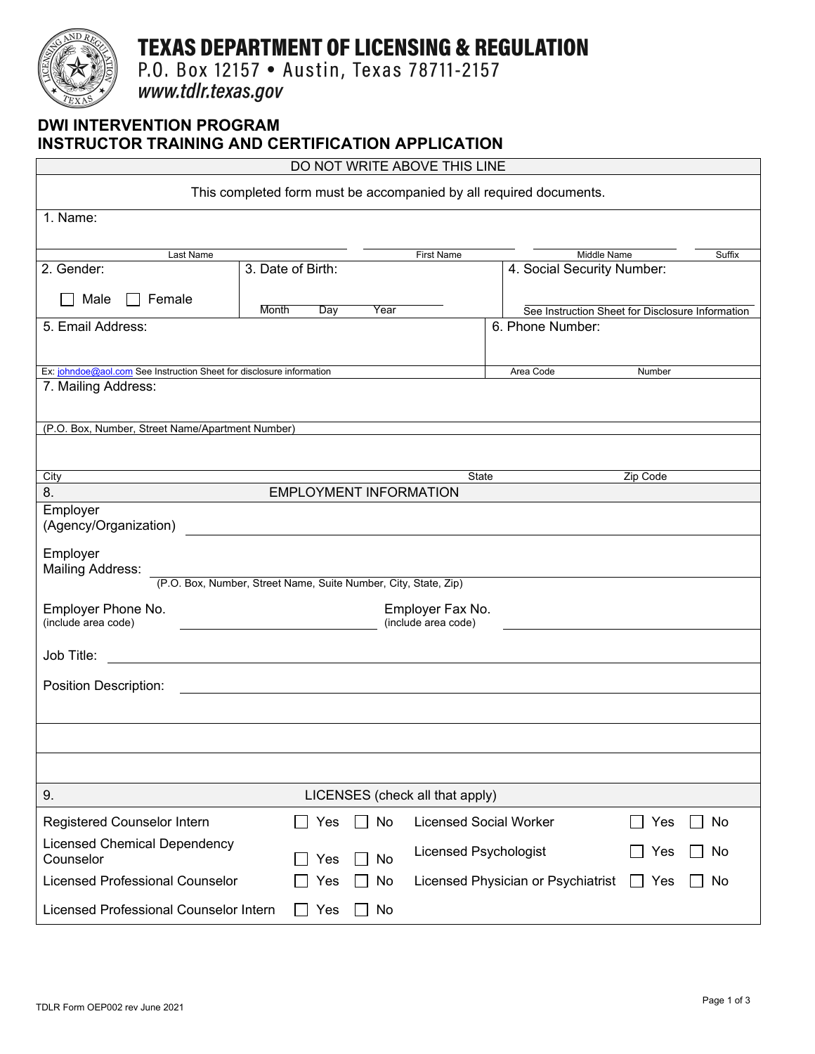# TEXAS DEPARTMENT OF LICENSING & REGULATION

P.O. Box 12157 • Austin, Texas 78711-2157

*www.tdlr.texas.gov*

## DWI INTERVENTION PROGRAM
## INSTRUCTOR TRAINING AND CERTIFICATION APPLICATION

DO NOT WRITE ABOVE THIS LINE

This completed form must be accompanied by all required documents.

**1. Name:**

| Last Name | First Name | Middle Name | Suffix |
|---|---|---|---|
| | | | |

**2. Gender:** ☐ Male ☐ Female

**3. Date of Birth:** Month Day Year

**4. Social Security Number:**

See Instruction Sheet for Disclosure Information

**5. Email Address:**

Ex: johndoe@aol.com See Instruction Sheet for disclosure information

**6. Phone Number:**

Area Code Number

**7. Mailing Address:**

(P.O. Box, Number, Street Name/Apartment Number)

City State Zip Code

**8. EMPLOYMENT INFORMATION**

Employer (Agency/Organization) ______________________

Employer Mailing Address: ______________________
(P.O. Box, Number, Street Name, Suite Number, City, State, Zip)

Employer Phone No. (include area code) ______________ Employer Fax No. (include area code) ______________

Job Title: ______________________

Position Description: ______________________

**9. LICENSES (check all that apply)**

| | | | | | |
|---|---|---|---|---|---|
| Registered Counselor Intern | ☐ Yes | ☐ No | Licensed Social Worker | ☐ Yes | ☐ No |
| Licensed Chemical Dependency Counselor | ☐ Yes | ☐ No | Licensed Psychologist | ☐ Yes | ☐ No |
| Licensed Professional Counselor | ☐ Yes | ☐ No | Licensed Physician or Psychiatrist | ☐ Yes | ☐ No |
| Licensed Professional Counselor Intern | ☐ Yes | ☐ No | | | |

TDLR Form OEP002 rev June 2021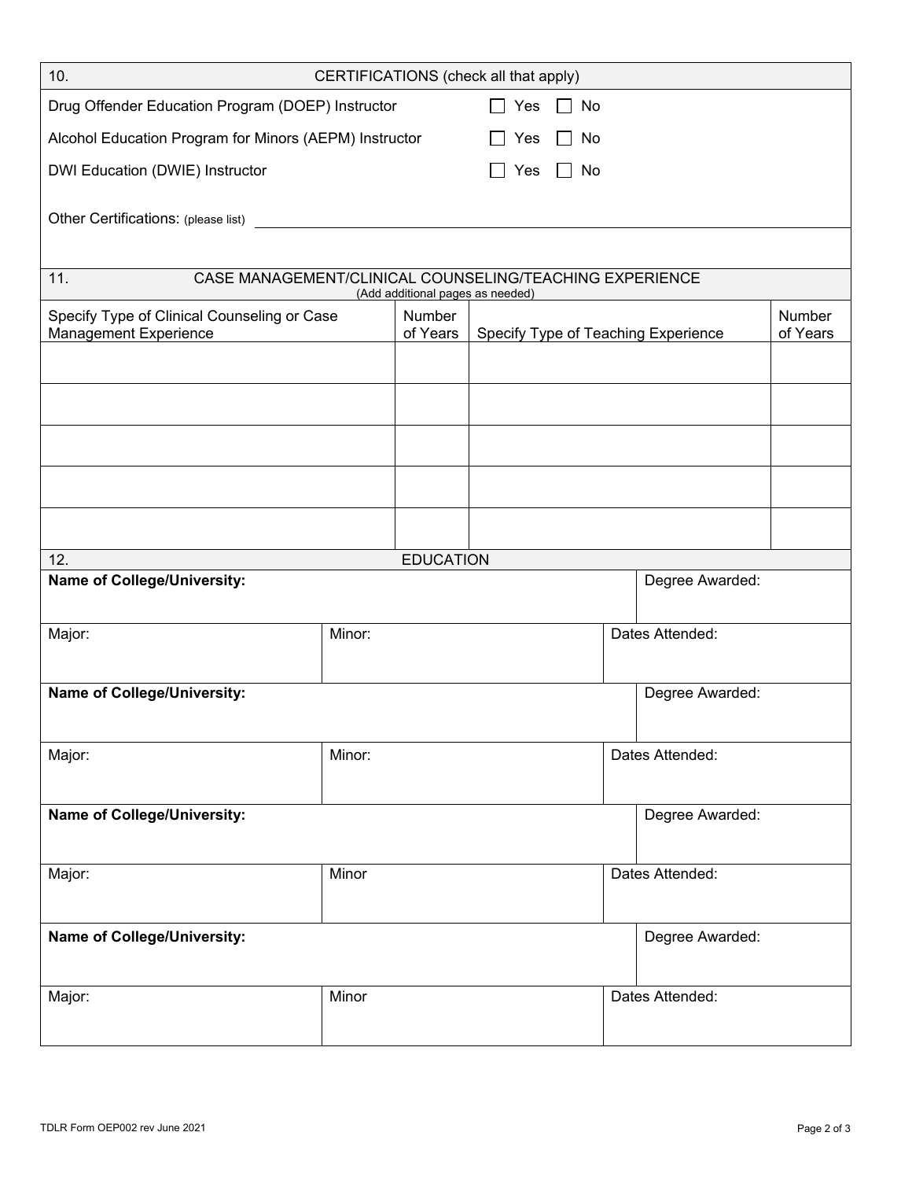## 10. CERTIFICATIONS (check all that apply)

Drug Offender Education Program (DOEP) Instructor ☐ Yes ☐ No

Alcohol Education Program for Minors (AEPM) Instructor ☐ Yes ☐ No

DWI Education (DWIE) Instructor ☐ Yes ☐ No

Other Certifications: (please list) ______________________________

## 11. CASE MANAGEMENT/CLINICAL COUNSELING/TEACHING EXPERIENCE

(Add additional pages as needed)

| Specify Type of Clinical Counseling or Case Management Experience | Number of Years | Specify Type of Teaching Experience | Number of Years |
|---|---|---|---|
| | | | |
| | | | |
| | | | |
| | | | |
| | | | |

## 12. EDUCATION

| | | |
|---|---|---|
| **Name of College/University:** | | Degree Awarded: |
| Major: | Minor: | Dates Attended: |
| **Name of College/University:** | | Degree Awarded: |
| Major: | Minor: | Dates Attended: |
| **Name of College/University:** | | Degree Awarded: |
| Major: | Minor | Dates Attended: |
| **Name of College/University:** | | Degree Awarded: |
| Major: | Minor | Dates Attended: |

TDLR Form OEP002 rev June 2021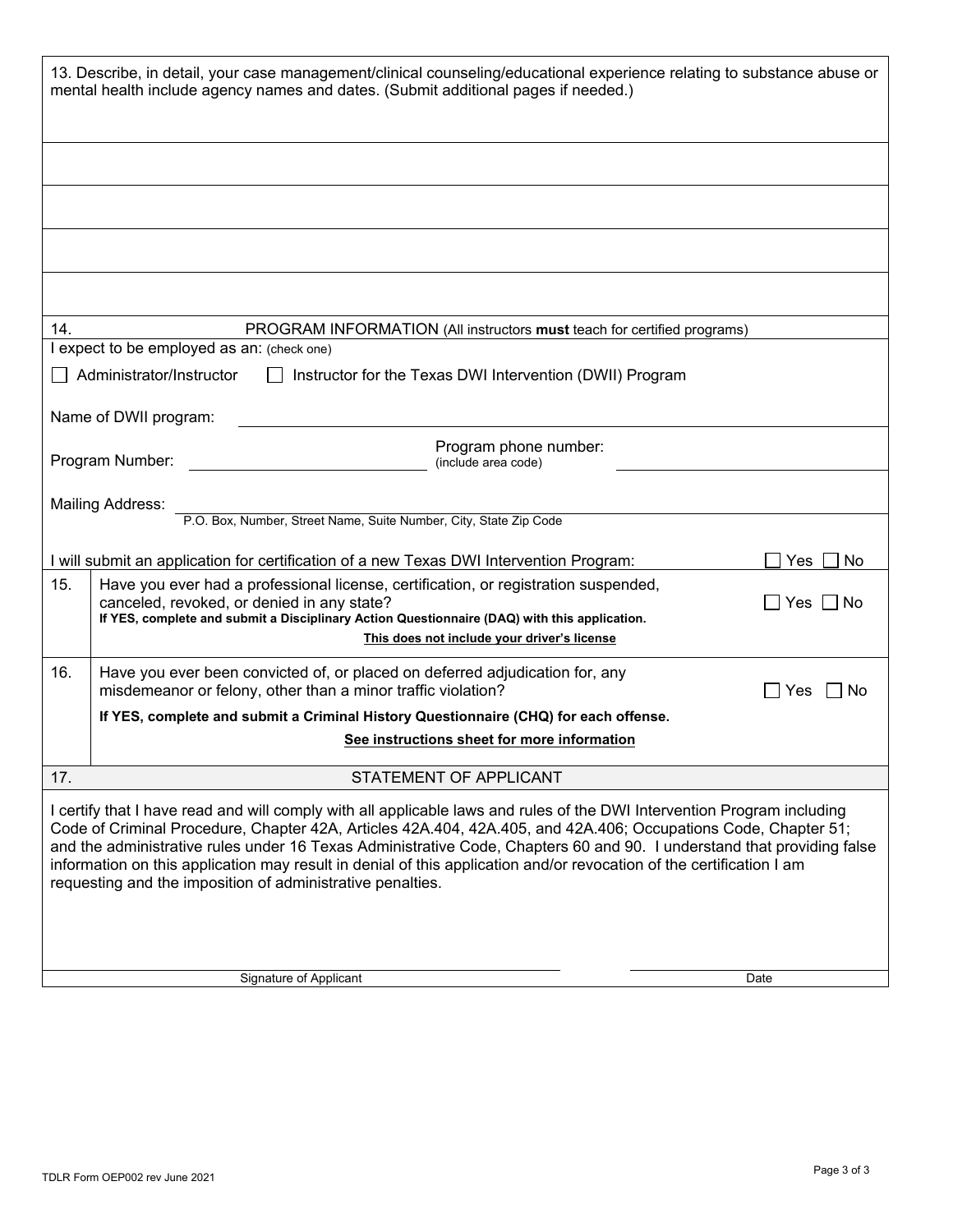13. Describe, in detail, your case management/clinical counseling/educational experience relating to substance abuse or mental health include agency names and dates. (Submit additional pages if needed.)

14. PROGRAM INFORMATION (All instructors **must** teach for certified programs)

I expect to be employed as an: (check one)

☐ Administrator/Instructor ☐ Instructor for the Texas DWI Intervention (DWII) Program

Name of DWII program: ______________________________

Program Number: ______________________________ Program phone number: (include area code) ______________________________

Mailing Address: ______________________________
P.O. Box, Number, Street Name, Suite Number, City, State Zip Code

I will submit an application for certification of a new Texas DWI Intervention Program: ☐ Yes ☐ No

15. Have you ever had a professional license, certification, or registration suspended, canceled, revoked, or denied in any state? ☐ Yes ☐ No

**If YES, complete and submit a Disciplinary Action Questionnaire (DAQ) with this application.**

**This does not include your driver's license**

16. Have you ever been convicted of, or placed on deferred adjudication for, any misdemeanor or felony, other than a minor traffic violation? ☐ Yes ☐ No

**If YES, complete and submit a Criminal History Questionnaire (CHQ) for each offense.**

**See instructions sheet for more information**

17. STATEMENT OF APPLICANT

I certify that I have read and will comply with all applicable laws and rules of the DWI Intervention Program including Code of Criminal Procedure, Chapter 42A, Articles 42A.404, 42A.405, and 42A.406; Occupations Code, Chapter 51; and the administrative rules under 16 Texas Administrative Code, Chapters 60 and 90. I understand that providing false information on this application may result in denial of this application and/or revocation of the certification I am requesting and the imposition of administrative penalties.

______________________________ ______________________________
Signature of Applicant Date

TDLR Form OEP002 rev June 2021